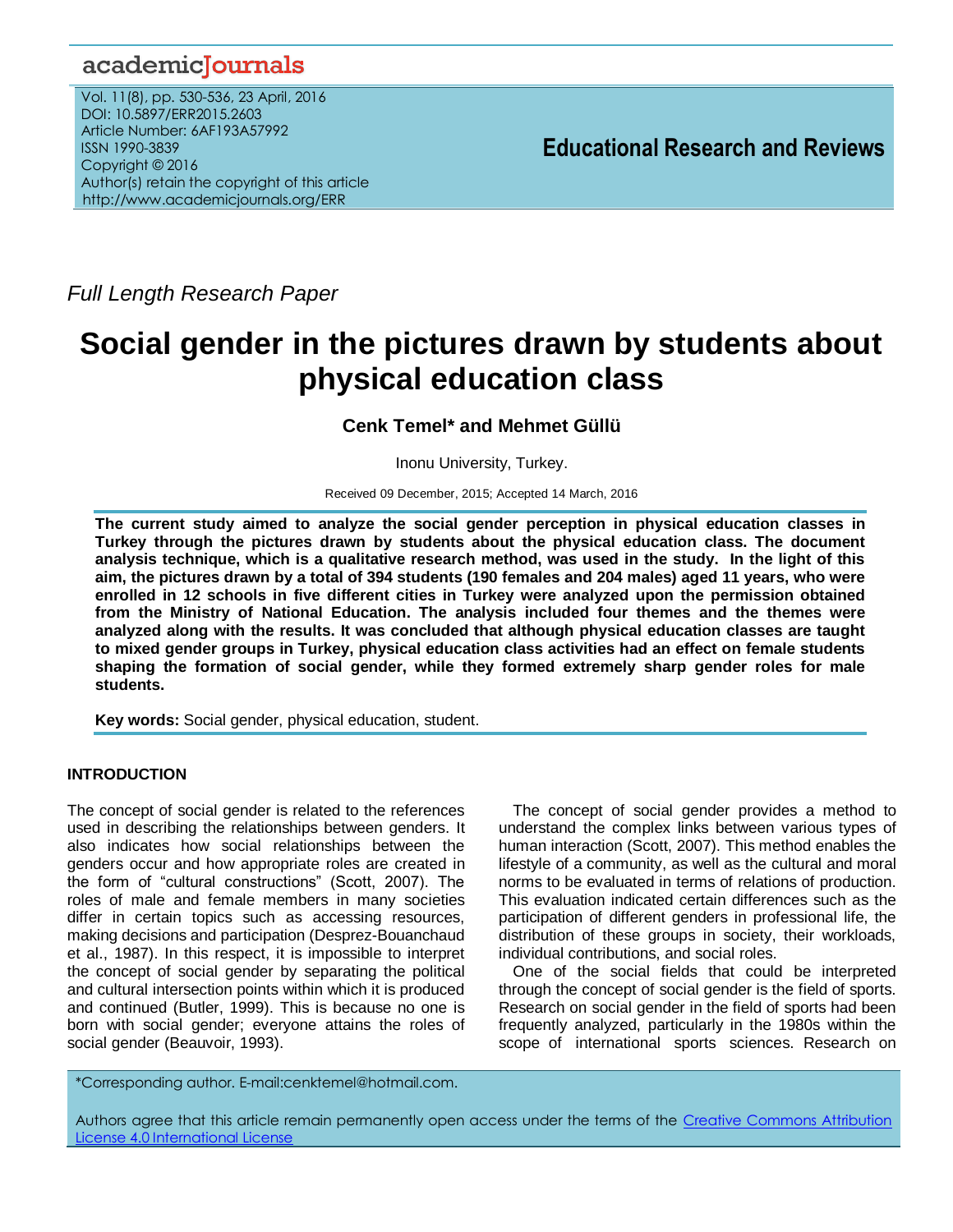Full Length Research Paper

# Social gender in the pictures drawn by students about physical education class

**Cenk Temel* and Mehmet Güllü**

Inonu University, Turkey.

Received 09 December, 2015; Accepted 14 March, 2016

**The current study aimed to analyze the social gender perception in physical education classes in Turkey through the pictures drawn by students about the physical education class. The document analysis technique, which is a qualitative research method, was used in the study. In the light of this aim, the pictures drawn by a total of 394 students (190 females and 204 males) aged 11 years, who were enrolled in 12 schools in five different cities in Turkey were analyzed upon the permission obtained from the Ministry of National Education. The analysis included four themes and the themes were analyzed along with the results. It was concluded that although physical education classes are taught to mixed gender groups in Turkey, physical education class activities had an effect on female students shaping the formation of social gender, while they formed extremely sharp gender roles for male students.**

**Key words:** Social gender, physical education, student.

## INTRODUCTION

The concept of social gender is related to the references used in describing the relationships between genders. It also indicates how social relationships between the genders occur and how appropriate roles are created in the form of "cultural constructions" (Scott, 2007). The roles of male and female members in many societies differ in certain topics such as accessing resources, making decisions and participation (Desprez-Bouanchaud et al., 1987). In this respect, it is impossible to interpret the concept of social gender by separating the political and cultural intersection points within which it is produced and continued (Butler, 1999). This is because no one is born with social gender; everyone attains the roles of social gender (Beauvoir, 1993).

The concept of social gender provides a method to understand the complex links between various types of human interaction (Scott, 2007). This method enables the lifestyle of a community, as well as the cultural and moral norms to be evaluated in terms of relations of production. This evaluation indicated certain differences such as the participation of different genders in professional life, the distribution of these groups in society, their workloads, individual contributions, and social roles.

One of the social fields that could be interpreted through the concept of social gender is the field of sports. Research on social gender in the field of sports had been frequently analyzed, particularly in the 1980s within the scope of international sports sciences. Research on

*Corresponding author. E-mail:cenktemel@hotmail.com.

Authors agree that this article remain permanently open access under the terms of the Creative Commons Attribution License 4.0 International License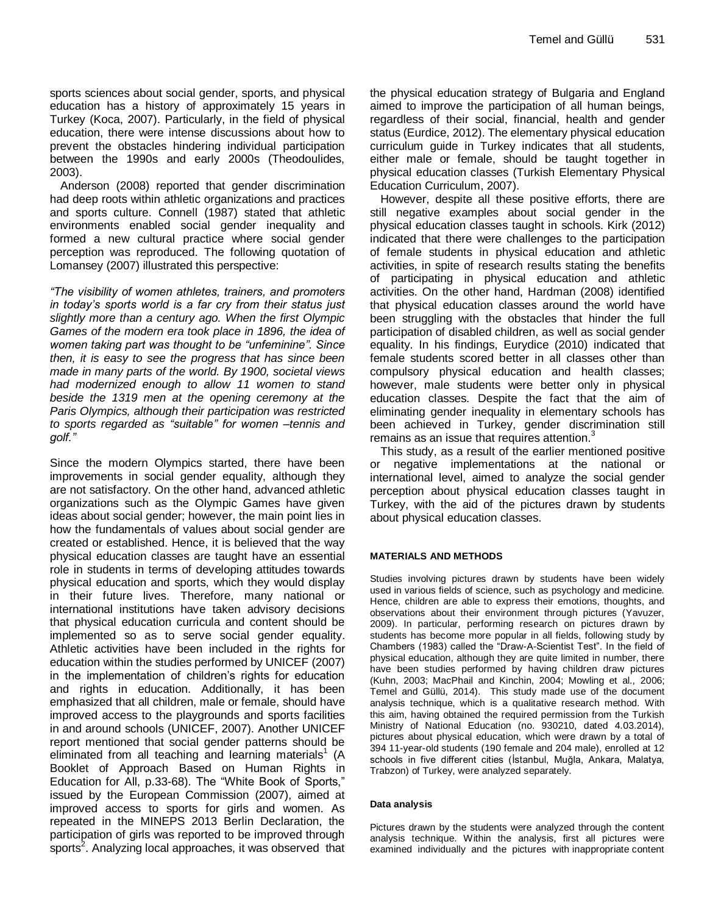sports sciences about social gender, sports, and physical education has a history of approximately 15 years in Turkey (Koca, 2007). Particularly, in the field of physical education, there were intense discussions about how to prevent the obstacles hindering individual participation between the 1990s and early 2000s (Theodoulides, 2003).

Anderson (2008) reported that gender discrimination had deep roots within athletic organizations and practices and sports culture. Connell (1987) stated that athletic environments enabled social gender inequality and formed a new cultural practice where social gender perception was reproduced. The following quotation of Lomansey (2007) illustrated this perspective:

*"The visibility of women athletes, trainers, and promoters in today's sports world is a far cry from their status just slightly more than a century ago. When the first Olympic Games of the modern era took place in 1896, the idea of women taking part was thought to be "unfeminine". Since then, it is easy to see the progress that has since been made in many parts of the world. By 1900, societal views had modernized enough to allow 11 women to stand beside the 1319 men at the opening ceremony at the Paris Olympics, although their participation was restricted to sports regarded as "suitable" for women –tennis and golf."*

Since the modern Olympics started, there have been improvements in social gender equality, although they are not satisfactory. On the other hand, advanced athletic organizations such as the Olympic Games have given ideas about social gender; however, the main point lies in how the fundamentals of values about social gender are created or established. Hence, it is believed that the way physical education classes are taught have an essential role in students in terms of developing attitudes towards physical education and sports, which they would display in their future lives. Therefore, many national or international institutions have taken advisory decisions that physical education curricula and content should be implemented so as to serve social gender equality. Athletic activities have been included in the rights for education within the studies performed by UNICEF (2007) in the implementation of children's rights for education and rights in education. Additionally, it has been emphasized that all children, male or female, should have improved access to the playgrounds and sports facilities in and around schools (UNICEF, 2007). Another UNICEF report mentioned that social gender patterns should be eliminated from all teaching and learning materials[1] (A Booklet of Approach Based on Human Rights in Education for All, p.33-68). The "White Book of Sports," issued by the European Commission (2007), aimed at improved access to sports for girls and women. As repeated in the MINEPS 2013 Berlin Declaration, the participation of girls was reported to be improved through sports[2]. Analyzing local approaches, it was observed that the physical education strategy of Bulgaria and England aimed to improve the participation of all human beings, regardless of their social, financial, health and gender status (Eurdice, 2012). The elementary physical education curriculum guide in Turkey indicates that all students, either male or female, should be taught together in physical education classes (Turkish Elementary Physical Education Curriculum, 2007).

However, despite all these positive efforts, there are still negative examples about social gender in the physical education classes taught in schools. Kirk (2012) indicated that there were challenges to the participation of female students in physical education and athletic activities, in spite of research results stating the benefits of participating in physical education and athletic activities. On the other hand, Hardman (2008) identified that physical education classes around the world have been struggling with the obstacles that hinder the full participation of disabled children, as well as social gender equality. In his findings, Eurydice (2010) indicated that female students scored better in all classes other than compulsory physical education and health classes; however, male students were better only in physical education classes. Despite the fact that the aim of eliminating gender inequality in elementary schools has been achieved in Turkey, gender discrimination still remains as an issue that requires attention.[3]

This study, as a result of the earlier mentioned positive or negative implementations at the national or international level, aimed to analyze the social gender perception about physical education classes taught in Turkey, with the aid of the pictures drawn by students about physical education classes.

## MATERIALS AND METHODS

Studies involving pictures drawn by students have been widely used in various fields of science, such as psychology and medicine. Hence, children are able to express their emotions, thoughts, and observations about their environment through pictures (Yavuzer, 2009). In particular, performing research on pictures drawn by students has become more popular in all fields, following study by Chambers (1983) called the "Draw-A-Scientist Test". In the field of physical education, although they are quite limited in number, there have been studies performed by having children draw pictures (Kuhn, 2003; MacPhail and Kinchin, 2004; Mowling et al., 2006; Temel and Güllü, 2014). This study made use of the document analysis technique, which is a qualitative research method. With this aim, having obtained the required permission from the Turkish Ministry of National Education (no. 930210, dated 4.03.2014), pictures about physical education, which were drawn by a total of 394 11-year-old students (190 female and 204 male), enrolled at 12 schools in five different cities (İstanbul, Muğla, Ankara, Malatya, Trabzon) of Turkey, were analyzed separately.

### Data analysis

Pictures drawn by the students were analyzed through the content analysis technique. Within the analysis, first all pictures were examined individually and the pictures with inappropriate content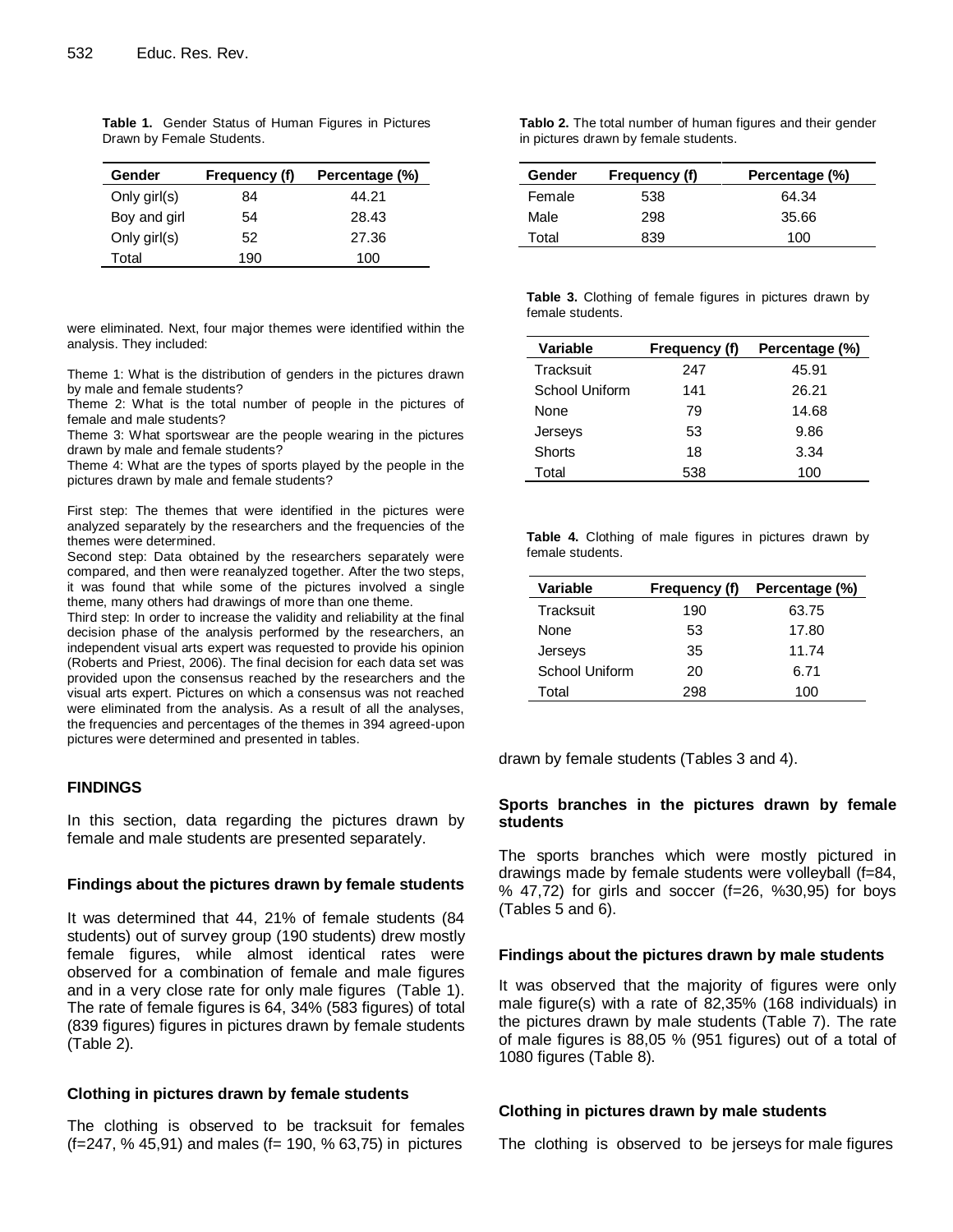**Table 1.** Gender Status of Human Figures in Pictures Drawn by Female Students.

| Gender | Frequency (f) | Percentage (%) |
|---|---|---|
| Only girl(s) | 84 | 44.21 |
| Boy and girl | 54 | 28.43 |
| Only girl(s) | 52 | 27.36 |
| Total | 190 | 100 |

were eliminated. Next, four major themes were identified within the analysis. They included:

Theme 1: What is the distribution of genders in the pictures drawn by male and female students?
Theme 2: What is the total number of people in the pictures of female and male students?
Theme 3: What sportswear are the people wearing in the pictures drawn by male and female students?
Theme 4: What are the types of sports played by the people in the pictures drawn by male and female students?

First step: The themes that were identified in the pictures were analyzed separately by the researchers and the frequencies of the themes were determined.
Second step: Data obtained by the researchers separately were compared, and then were reanalyzed together. After the two steps, it was found that while some of the pictures involved a single theme, many others had drawings of more than one theme.
Third step: In order to increase the validity and reliability at the final decision phase of the analysis performed by the researchers, an independent visual arts expert was requested to provide his opinion (Roberts and Priest, 2006). The final decision for each data set was provided upon the consensus reached by the researchers and the visual arts expert. Pictures on which a consensus was not reached were eliminated from the analysis. As a result of all the analyses, the frequencies and percentages of the themes in 394 agreed-upon pictures were determined and presented in tables.

## FINDINGS

In this section, data regarding the pictures drawn by female and male students are presented separately.

### Findings about the pictures drawn by female students

It was determined that 44, 21% of female students (84 students) out of survey group (190 students) drew mostly female figures, while almost identical rates were observed for a combination of female and male figures and in a very close rate for only male figures (Table 1). The rate of female figures is 64, 34% (583 figures) of total (839 figures) figures in pictures drawn by female students (Table 2).

### Clothing in pictures drawn by female students

The clothing is observed to be tracksuit for females (f=247, % 45,91) and males (f= 190, % 63,75) in pictures drawn by female students (Tables 3 and 4).

**Tablo 2.** The total number of human figures and their gender in pictures drawn by female students.

| Gender | Frequency (f) | Percentage (%) |
|---|---|---|
| Female | 538 | 64.34 |
| Male | 298 | 35.66 |
| Total | 839 | 100 |

**Table 3.** Clothing of female figures in pictures drawn by female students.

| Variable | Frequency (f) | Percentage (%) |
|---|---|---|
| Tracksuit | 247 | 45.91 |
| School Uniform | 141 | 26.21 |
| None | 79 | 14.68 |
| Jerseys | 53 | 9.86 |
| Shorts | 18 | 3.34 |
| Total | 538 | 100 |

**Table 4.** Clothing of male figures in pictures drawn by female students.

| Variable | Frequency (f) | Percentage (%) |
|---|---|---|
| Tracksuit | 190 | 63.75 |
| None | 53 | 17.80 |
| Jerseys | 35 | 11.74 |
| School Uniform | 20 | 6.71 |
| Total | 298 | 100 |

### Sports branches in the pictures drawn by female students

The sports branches which were mostly pictured in drawings made by female students were volleyball (f=84, % 47,72) for girls and soccer (f=26, %30,95) for boys (Tables 5 and 6).

### Findings about the pictures drawn by male students

It was observed that the majority of figures were only male figure(s) with a rate of 82,35% (168 individuals) in the pictures drawn by male students (Table 7). The rate of male figures is 88,05 % (951 figures) out of a total of 1080 figures (Table 8).

### Clothing in pictures drawn by male students

The clothing is observed to be jerseys for male figures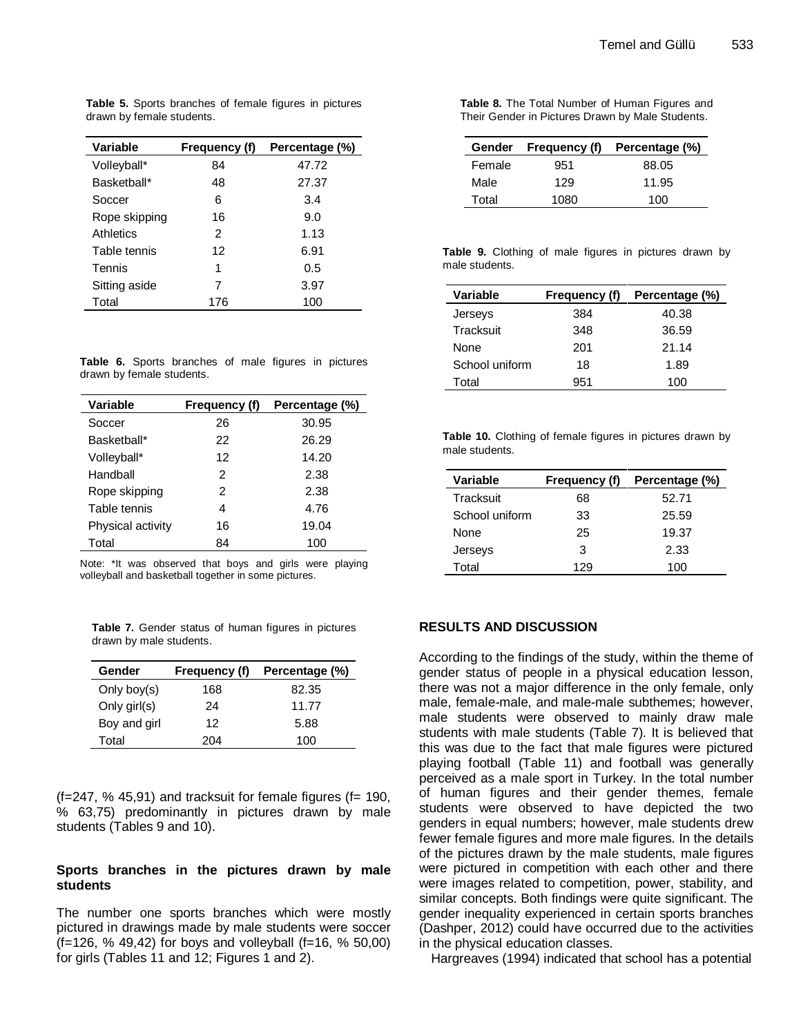**Table 5.** Sports branches of female figures in pictures drawn by female students.

| Variable | Frequency (f) | Percentage (%) |
|---|---|---|
| Volleyball* | 84 | 47.72 |
| Basketball* | 48 | 27.37 |
| Soccer | 6 | 3.4 |
| Rope skipping | 16 | 9.0 |
| Athletics | 2 | 1.13 |
| Table tennis | 12 | 6.91 |
| Tennis | 1 | 0.5 |
| Sitting aside | 7 | 3.97 |
| Total | 176 | 100 |

**Table 6.** Sports branches of male figures in pictures drawn by female students.

| Variable | Frequency (f) | Percentage (%) |
|---|---|---|
| Soccer | 26 | 30.95 |
| Basketball* | 22 | 26.29 |
| Volleyball* | 12 | 14.20 |
| Handball | 2 | 2.38 |
| Rope skipping | 2 | 2.38 |
| Table tennis | 4 | 4.76 |
| Physical activity | 16 | 19.04 |
| Total | 84 | 100 |

Note: *It was observed that boys and girls were playing volleyball and basketball together in some pictures.

**Table 7.** Gender status of human figures in pictures drawn by male students.

| Gender | Frequency (f) | Percentage (%) |
|---|---|---|
| Only boy(s) | 168 | 82.35 |
| Only girl(s) | 24 | 11.77 |
| Boy and girl | 12 | 5.88 |
| Total | 204 | 100 |

(f=247, % 45,91) and tracksuit for female figures (f= 190, % 63,75) predominantly in pictures drawn by male students (Tables 9 and 10).

### Sports branches in the pictures drawn by male students

The number one sports branches which were mostly pictured in drawings made by male students were soccer (f=126, % 49,42) for boys and volleyball (f=16, % 50,00) for girls (Tables 11 and 12; Figures 1 and 2).

**Table 8.** The Total Number of Human Figures and Their Gender in Pictures Drawn by Male Students.

| Gender | Frequency (f) | Percentage (%) |
|---|---|---|
| Female | 951 | 88.05 |
| Male | 129 | 11.95 |
| Total | 1080 | 100 |

**Table 9.** Clothing of male figures in pictures drawn by male students.

| Variable | Frequency (f) | Percentage (%) |
|---|---|---|
| Jerseys | 384 | 40.38 |
| Tracksuit | 348 | 36.59 |
| None | 201 | 21.14 |
| School uniform | 18 | 1.89 |
| Total | 951 | 100 |

**Table 10.** Clothing of female figures in pictures drawn by male students.

| Variable | Frequency (f) | Percentage (%) |
|---|---|---|
| Tracksuit | 68 | 52.71 |
| School uniform | 33 | 25.59 |
| None | 25 | 19.37 |
| Jerseys | 3 | 2.33 |
| Total | 129 | 100 |

## RESULTS AND DISCUSSION

According to the findings of the study, within the theme of gender status of people in a physical education lesson, there was not a major difference in the only female, only male, female-male, and male-male subthemes; however, male students were observed to mainly draw male students with male students (Table 7). It is believed that this was due to the fact that male figures were pictured playing football (Table 11) and football was generally perceived as a male sport in Turkey. In the total number of human figures and their gender themes, female students were observed to have depicted the two genders in equal numbers; however, male students drew fewer female figures and more male figures. In the details of the pictures drawn by the male students, male figures were pictured in competition with each other and there were images related to competition, power, stability, and similar concepts. Both findings were quite significant. The gender inequality experienced in certain sports branches (Dashper, 2012) could have occurred due to the activities in the physical education classes.

Hargreaves (1994) indicated that school has a potential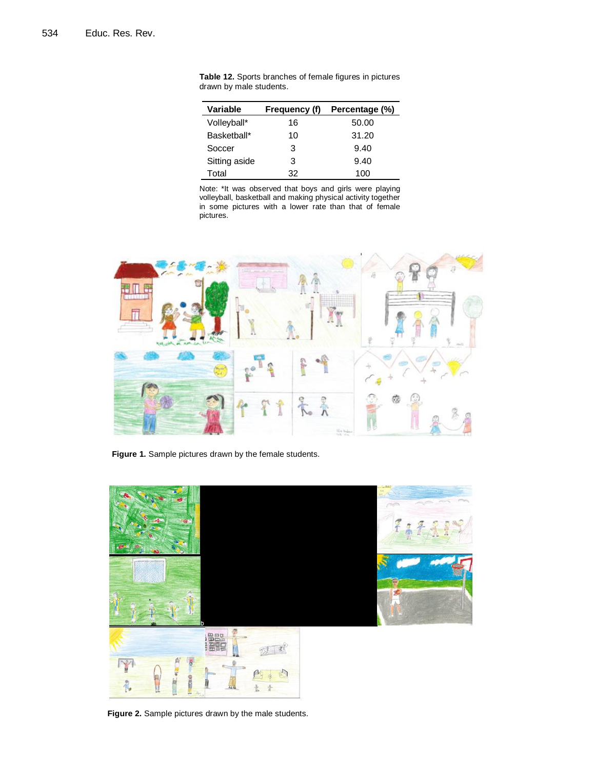**Table 12.** Sports branches of female figures in pictures drawn by male students.

| Variable | Frequency (f) | Percentage (%) |
|---|---|---|
| Volleyball* | 16 | 50.00 |
| Basketball* | 10 | 31.20 |
| Soccer | 3 | 9.40 |
| Sitting aside | 3 | 9.40 |
| Total | 32 | 100 |

Note: *It was observed that boys and girls were playing volleyball, basketball and making physical activity together in some pictures with a lower rate than that of female pictures.

**Figure 1.** Sample pictures drawn by the female students.

**Figure 2.** Sample pictures drawn by the male students.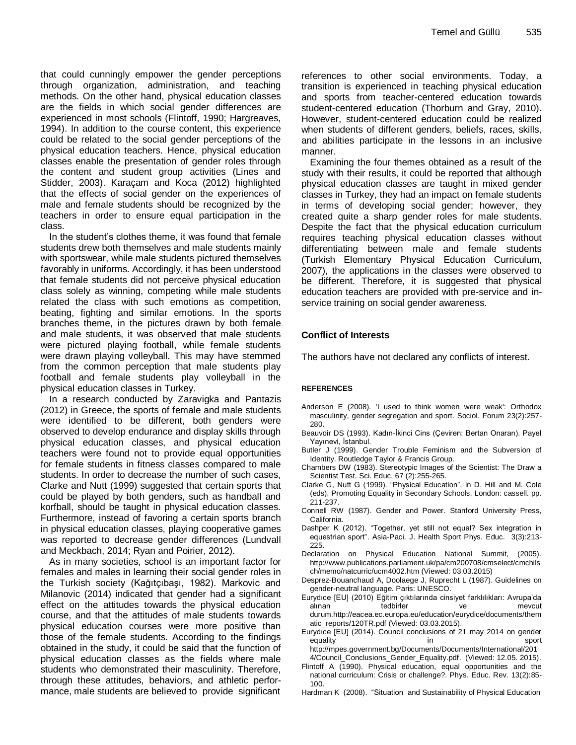that could cunningly empower the gender perceptions through organization, administration, and teaching methods. On the other hand, physical education classes are the fields in which social gender differences are experienced in most schools (Flintoff, 1990; Hargreaves, 1994). In addition to the course content, this experience could be related to the social gender perceptions of the physical education teachers. Hence, physical education classes enable the presentation of gender roles through the content and student group activities (Lines and Stidder, 2003). Karaçam and Koca (2012) highlighted that the effects of social gender on the experiences of male and female students should be recognized by the teachers in order to ensure equal participation in the class.

In the student's clothes theme, it was found that female students drew both themselves and male students mainly with sportswear, while male students pictured themselves favorably in uniforms. Accordingly, it has been understood that female students did not perceive physical education class solely as winning, competing while male students related the class with such emotions as competition, beating, fighting and similar emotions. In the sports branches theme, in the pictures drawn by both female and male students, it was observed that male students were pictured playing football, while female students were drawn playing volleyball. This may have stemmed from the common perception that male students play football and female students play volleyball in the physical education classes in Turkey.

In a research conducted by Zaravigka and Pantazis (2012) in Greece, the sports of female and male students were identified to be different, both genders were observed to develop endurance and display skills through physical education classes, and physical education teachers were found not to provide equal opportunities for female students in fitness classes compared to male students. In order to decrease the number of such cases, Clarke and Nutt (1999) suggested that certain sports that could be played by both genders, such as handball and korfball, should be taught in physical education classes. Furthermore, instead of favoring a certain sports branch in physical education classes, playing cooperative games was reported to decrease gender differences (Lundvall and Meckbach, 2014; Ryan and Poirier, 2012).

As in many societies, school is an important factor for females and males in learning their social gender roles in the Turkish society (Kağıtçıbaşı, 1982). Markovic and Milanovic (2014) indicated that gender had a significant effect on the attitudes towards the physical education course, and that the attitudes of male students towards physical education courses were more positive than those of the female students. According to the findings obtained in the study, it could be said that the function of physical education classes as the fields where male students who demonstrated their masculinity. Therefore, through these attitudes, behaviors, and athletic performance, male students are believed to provide significant references to other social environments. Today, a transition is experienced in teaching physical education and sports from teacher-centered education towards student-centered education (Thorburn and Gray, 2010). However, student-centered education could be realized when students of different genders, beliefs, races, skills, and abilities participate in the lessons in an inclusive manner.

Examining the four themes obtained as a result of the study with their results, it could be reported that although physical education classes are taught in mixed gender classes in Turkey, they had an impact on female students in terms of developing social gender; however, they created quite a sharp gender roles for male students. Despite the fact that the physical education curriculum requires teaching physical education classes without differentiating between male and female students (Turkish Elementary Physical Education Curriculum, 2007), the applications in the classes were observed to be different. Therefore, it is suggested that physical education teachers are provided with pre-service and in-service training on social gender awareness.

## Conflict of Interests

The authors have not declared any conflicts of interest.

## REFERENCES

Anderson E (2008). 'I used to think women were weak': Orthodox masculinity, gender segregation and sport. Sociol. Forum 23(2):257-280.

Beauvoir DS (1993). Kadın-İkinci Cins (Çeviren: Bertan Onaran). Payel Yayınevi, İstanbul.

Butler J (1999). Gender Trouble Feminism and the Subversion of Identity. Routledge Taylor & Francis Group.

Chambers DW (1983). Stereotypic Images of the Scientist: The Draw a Scientist Test. Sci. Educ. 67 (2):255-265.

Clarke G, Nutt G (1999). "Physical Education", in D. Hill and M. Cole (eds), Promoting Equality in Secondary Schools, London: cassell. pp. 211-237.

Connell RW (1987). Gender and Power. Stanford University Press, California.

Dashper K (2012). "Together, yet still not equal? Sex integration in equestrian sport". Asia-Paci. J. Health Sport Phys. Educ. 3(3):213-225.

Declaration on Physical Education National Summit, (2005). http://www.publications.parliament.uk/pa/cm200708/cmselect/cmchilsch/memo/natcurric/ucm4002.htm (Viewed: 03.03.2015)

Desprez-Bouanchaud A, Doolaege J, Ruprecht L (1987). Guidelines on gender-neutral language. Paris: UNESCO.

Eurydıce [EU] (2010) Eğitim çıktılarında cinsiyet farklılıkları: Avrupa'da alınan tedbirler ve mevcut durum.http://eacea.ec.europa.eu/education/eurydice/documents/thematic_reports/120TR.pdf (Viewed: 03.03.2015).

Eurydıce [EU] (2014). Council conclusions of 21 may 2014 on gender equality in sport http://mpes.government.bg/Documents/Documents/International/2014/Council_Conclusions_Gender_Equality.pdf. (Viewed: 12.05. 2015).

Flintoff A (1990). Physical education, equal opportunities and the national curriculum: Crisis or challenge?. Phys. Educ. Rev. 13(2):85-100.

Hardman K (2008). "Situation and Sustainability of Physical Education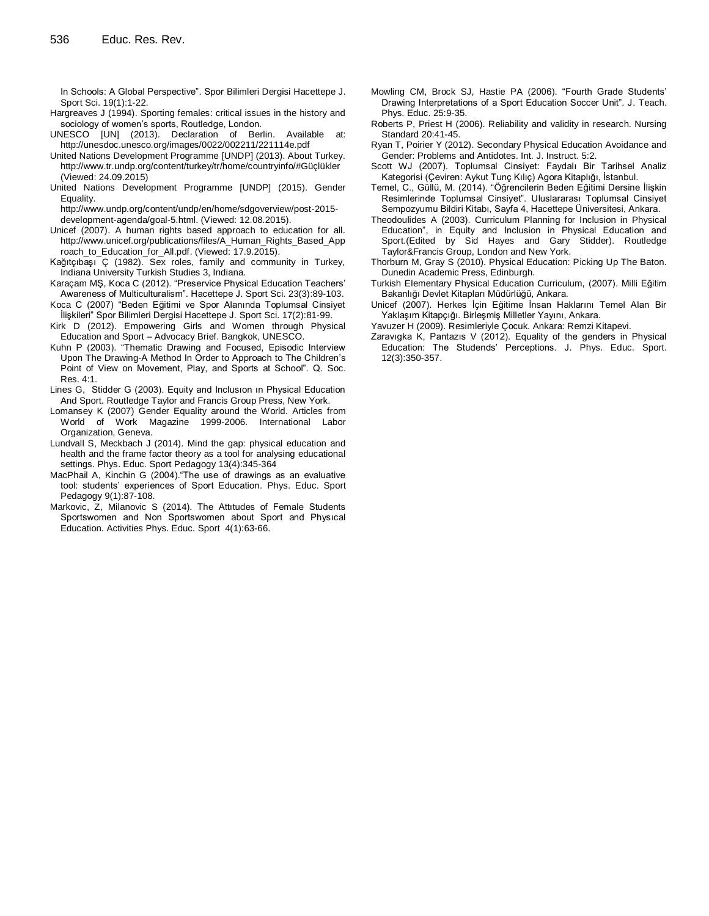In Schools: A Global Perspective". Spor Bilimleri Dergisi Hacettepe J. Sport Sci. 19(1):1-22.

Hargreaves J (1994). Sporting females: critical issues in the history and sociology of women's sports, Routledge, London.

UNESCO [UN] (2013). Declaration of Berlin. Available at: http://unesdoc.unesco.org/images/0022/002211/221114e.pdf

United Nations Development Programme [UNDP] (2013). About Turkey. http://www.tr.undp.org/content/turkey/tr/home/countryinfo/#Güçlükler (Viewed: 24.09.2015)

United Nations Development Programme [UNDP] (2015). Gender Equality. http://www.undp.org/content/undp/en/home/sdgoverview/post-2015-development-agenda/goal-5.html. (Viewed: 12.08.2015).

Unicef (2007). A human rights based approach to education for all. http://www.unicef.org/publications/files/A_Human_Rights_Based_Approach_to_Education_for_All.pdf. (Viewed: 17.9.2015).

Kağıtçıbaşı Ç (1982). Sex roles, family and community in Turkey, Indiana University Turkish Studies 3, Indiana.

Karaçam MŞ, Koca C (2012). "Preservice Physical Education Teachers' Awareness of Multiculturalism". Hacettepe J. Sport Sci. 23(3):89-103.

Koca C (2007) "Beden Eğitimi ve Spor Alanında Toplumsal Cinsiyet İlişkileri" Spor Bilimleri Dergisi Hacettepe J. Sport Sci. 17(2):81-99.

Kirk D (2012). Empowering Girls and Women through Physical Education and Sport – Advocacy Brief. Bangkok, UNESCO.

Kuhn P (2003). "Thematic Drawing and Focused, Episodic Interview Upon The Drawing-A Method In Order to Approach to The Children's Point of View on Movement, Play, and Sports at School". Q. Soc. Res. 4:1.

Lines G, Stidder G (2003). Equity and Inclusıon ın Physical Education And Sport. Routledge Taylor and Francis Group Press, New York.

Lomansey K (2007) Gender Equality around the World. Articles from World of Work Magazine 1999-2006. International Labor Organization, Geneva.

Lundvall S, Meckbach J (2014). Mind the gap: physical education and health and the frame factor theory as a tool for analysing educational settings. Phys. Educ. Sport Pedagogy 13(4):345-364

MacPhail A, Kinchin G (2004)."The use of drawings as an evaluative tool: students' experiences of Sport Education. Phys. Educ. Sport Pedagogy 9(1):87-108.

Markovic, Z, Milanovic S (2014). The Attıtudes of Female Students Sportswomen and Non Sportswomen about Sport and Physıcal Education. Activities Phys. Educ. Sport 4(1):63-66.

Mowling CM, Brock SJ, Hastie PA (2006). "Fourth Grade Students' Drawing Interpretations of a Sport Education Soccer Unit". J. Teach. Phys. Educ. 25:9-35.

Roberts P, Priest H (2006). Reliability and validity in research. Nursing Standard 20:41-45.

Ryan T, Poirier Y (2012). Secondary Physical Education Avoidance and Gender: Problems and Antidotes. Int. J. Instruct. 5:2.

Scott WJ (2007). Toplumsal Cinsiyet: Faydalı Bir Tarihsel Analiz Kategorisi (Çeviren: Aykut Tunç Kılıç) Agora Kitaplığı, İstanbul.

Temel, C., Güllü, M. (2014). "Öğrencilerin Beden Eğitimi Dersine İlişkin Resimlerinde Toplumsal Cinsiyet". Uluslararası Toplumsal Cinsiyet Sempozyumu Bildiri Kitabı, Sayfa 4, Hacettepe Üniversitesi, Ankara.

Theodoulides A (2003). Curriculum Planning for Inclusion in Physical Education", in Equity and Inclusion in Physical Education and Sport.(Edited by Sid Hayes and Gary Stidder). Routledge Taylor&Francis Group, London and New York.

Thorburn M, Gray S (2010). Physical Education: Picking Up The Baton. Dunedin Academic Press, Edinburgh.

Turkish Elementary Physical Education Curriculum, (2007). Milli Eğitim Bakanlığı Devlet Kitapları Müdürlüğü, Ankara.

Unicef (2007). Herkes İçin Eğitime İnsan Haklarını Temel Alan Bir Yaklaşım Kitapçığı. Birleşmiş Milletler Yayını, Ankara.

Yavuzer H (2009). Resimleriyle Çocuk. Ankara: Remzi Kitapevi.

Zaravıgka K, Pantazıs V (2012). Equality of the genders in Physical Education: The Studends' Perceptions. J. Phys. Educ. Sport. 12(3):350-357.